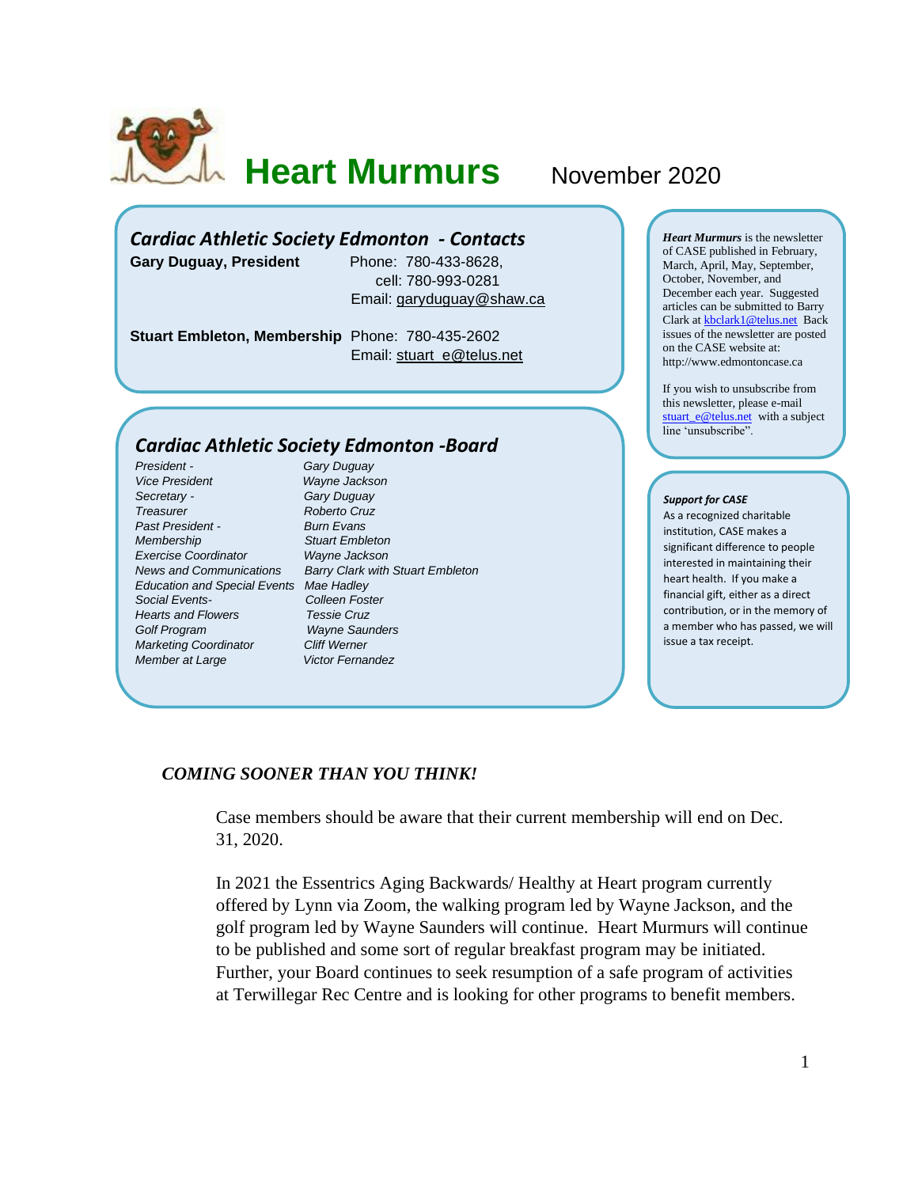# Heart Murmurs

November 2020

## *Cardiac Athletic Society Edmonton - Contacts*

**Gary Duguay, President** Phone: 780-433-8628,
cell: 780-993-0281
Email: garyduguay@shaw.ca

**Stuart Embleton, Membership** Phone: 780-435-2602
Email: stuart_e@telus.net

## *Cardiac Athletic Society Edmonton -Board*

| | |
|---|---|
| *President -* | *Gary Duguay* |
| *Vice President* | *Wayne Jackson* |
| *Secretary -* | *Gary Duguay* |
| *Treasurer* | *Roberto Cruz* |
| *Past President -* | *Burn Evans* |
| *Membership* | *Stuart Embleton* |
| *Exercise Coordinator* | *Wayne Jackson* |
| *News and Communications* | *Barry Clark with Stuart Embleton* |
| *Education and Special Events* | *Mae Hadley* |
| *Social Events-* | *Colleen Foster* |
| *Hearts and Flowers* | *Tessie Cruz* |
| *Golf Program* | *Wayne Saunders* |
| *Marketing Coordinator* | *Cliff Werner* |
| *Member at Large* | *Victor Fernandez* |

***Heart Murmurs*** is the newsletter of CASE published in February, March, April, May, September, October, November, and December each year. Suggested articles can be submitted to Barry Clark at kbclark1@telus.net Back issues of the newsletter are posted on the CASE website at: http://www.edmontoncase.ca

If you wish to unsubscribe from this newsletter, please e-mail stuart_e@telus.net with a subject line 'unsubscribe".

***Support for CASE***

As a recognized charitable institution, CASE makes a significant difference to people interested in maintaining their heart health. If you make a financial gift, either as a direct contribution, or in the memory of a member who has passed, we will issue a tax receipt.

### *COMING SOONER THAN YOU THINK!*

Case members should be aware that their current membership will end on Dec. 31, 2020.

In 2021 the Essentrics Aging Backwards/ Healthy at Heart program currently offered by Lynn via Zoom, the walking program led by Wayne Jackson, and the golf program led by Wayne Saunders will continue. Heart Murmurs will continue to be published and some sort of regular breakfast program may be initiated. Further, your Board continues to seek resumption of a safe program of activities at Terwillegar Rec Centre and is looking for other programs to benefit members.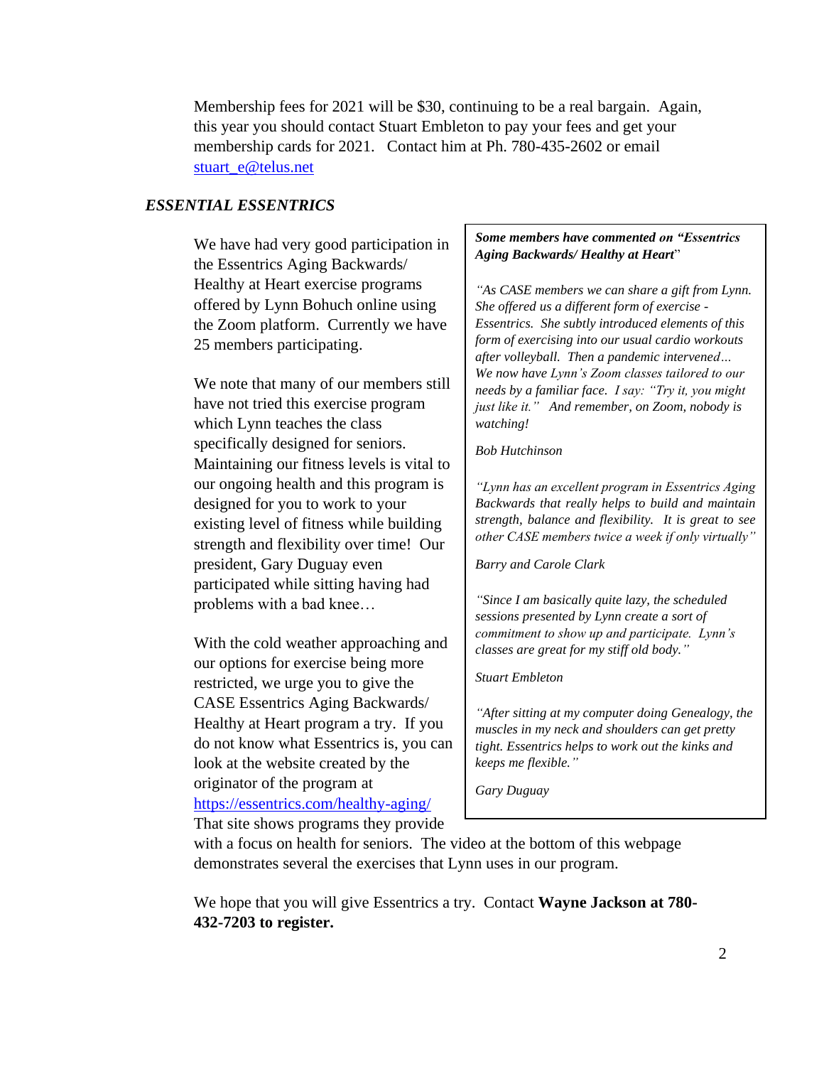Membership fees for 2021 will be $30, continuing to be a real bargain. Again, this year you should contact Stuart Embleton to pay your fees and get your membership cards for 2021. Contact him at Ph. 780-435-2602 or email [stuart_e@telus.net](mailto:stuart_e@telus.net)

## *ESSENTIAL ESSENTRICS*

We have had very good participation in the Essentrics Aging Backwards/ Healthy at Heart exercise programs offered by Lynn Bohuch online using the Zoom platform. Currently we have 25 members participating.

We note that many of our members still have not tried this exercise program which Lynn teaches the class specifically designed for seniors. Maintaining our fitness levels is vital to our ongoing health and this program is designed for you to work to your existing level of fitness while building strength and flexibility over time! Our president, Gary Duguay even participated while sitting having had problems with a bad knee…

With the cold weather approaching and our options for exercise being more restricted, we urge you to give the CASE Essentrics Aging Backwards/ Healthy at Heart program a try. If you do not know what Essentrics is, you can look at the website created by the originator of the program at [https://essentrics.com/healthy-aging/](https://essentrics.com/healthy-aging/) That site shows programs they provide with a focus on health for seniors. The video at the bottom of this webpage demonstrates several the exercises that Lynn uses in our program.

We hope that you will give Essentrics a try. Contact **Wayne Jackson at 780-432-7203 to register.**

> ***Some members have commented on "Essentrics Aging Backwards/ Healthy at Heart"***
>
> *"As CASE members we can share a gift from Lynn. She offered us a different form of exercise - Essentrics. She subtly introduced elements of this form of exercising into our usual cardio workouts after volleyball. Then a pandemic intervened… We now have Lynn's Zoom classes tailored to our needs by a familiar face. I say: "Try it, you might just like it." And remember, on Zoom, nobody is watching!*
>
> *Bob Hutchinson*
>
> *"Lynn has an excellent program in Essentrics Aging Backwards that really helps to build and maintain strength, balance and flexibility. It is great to see other CASE members twice a week if only virtually"*
>
> *Barry and Carole Clark*
>
> *"Since I am basically quite lazy, the scheduled sessions presented by Lynn create a sort of commitment to show up and participate. Lynn's classes are great for my stiff old body."*
>
> *Stuart Embleton*
>
> *"After sitting at my computer doing Genealogy, the muscles in my neck and shoulders can get pretty tight. Essentrics helps to work out the kinks and keeps me flexible."*
>
> *Gary Duguay*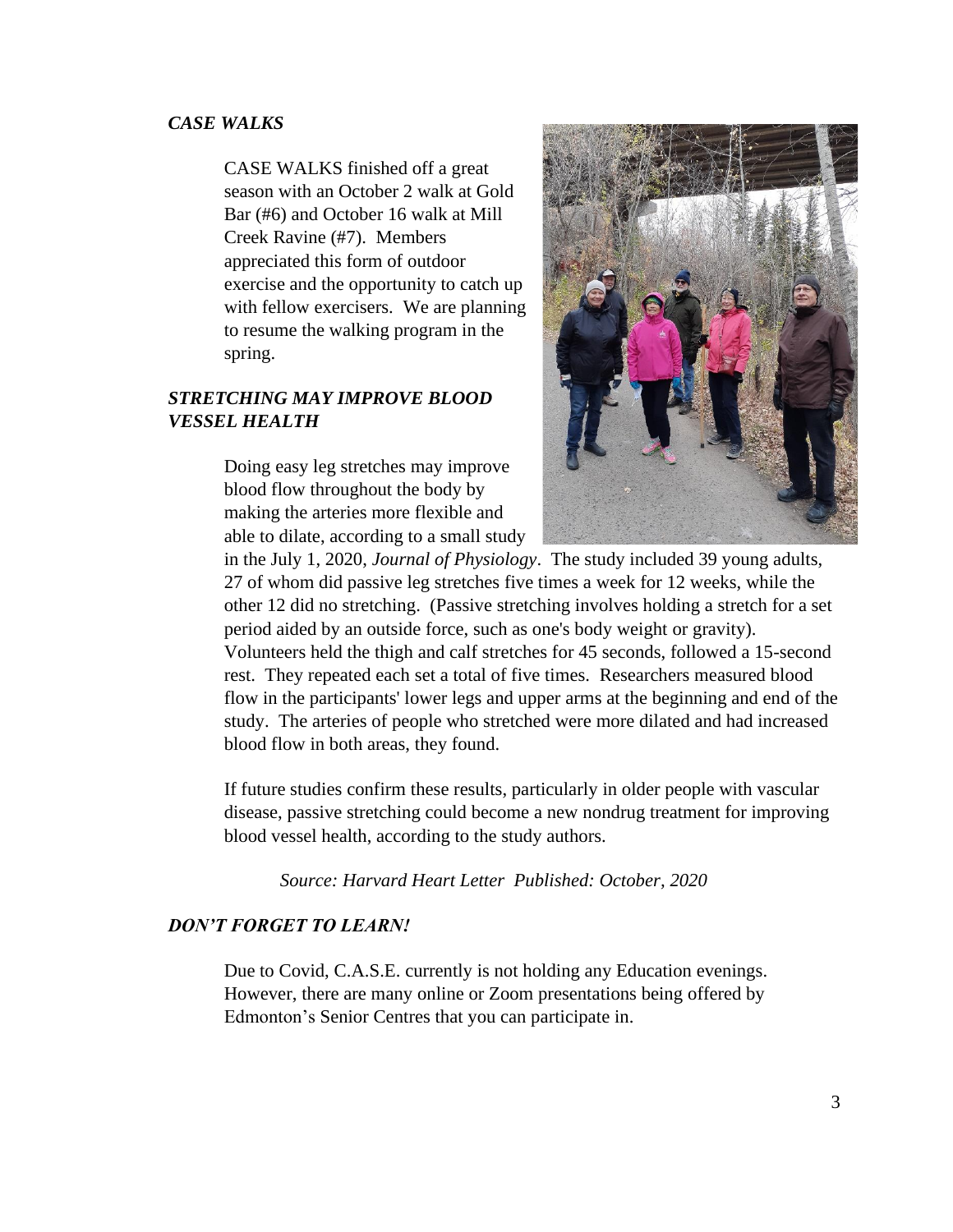### *CASE WALKS*

CASE WALKS finished off a great season with an October 2 walk at Gold Bar (#6) and October 16 walk at Mill Creek Ravine (#7). Members appreciated this form of outdoor exercise and the opportunity to catch up with fellow exercisers. We are planning to resume the walking program in the spring.

### *STRETCHING MAY IMPROVE BLOOD VESSEL HEALTH*

Doing easy leg stretches may improve blood flow throughout the body by making the arteries more flexible and able to dilate, according to a small study in the July 1, 2020, *Journal of Physiology*. The study included 39 young adults, 27 of whom did passive leg stretches five times a week for 12 weeks, while the other 12 did no stretching. (Passive stretching involves holding a stretch for a set period aided by an outside force, such as one's body weight or gravity). Volunteers held the thigh and calf stretches for 45 seconds, followed a 15-second rest. They repeated each set a total of five times. Researchers measured blood flow in the participants' lower legs and upper arms at the beginning and end of the study. The arteries of people who stretched were more dilated and had increased blood flow in both areas, they found.

If future studies confirm these results, particularly in older people with vascular disease, passive stretching could become a new nondrug treatment for improving blood vessel health, according to the study authors.

*Source: Harvard Heart Letter Published: October, 2020*

### *DON'T FORGET TO LEARN!*

Due to Covid, C.A.S.E. currently is not holding any Education evenings. However, there are many online or Zoom presentations being offered by Edmonton's Senior Centres that you can participate in.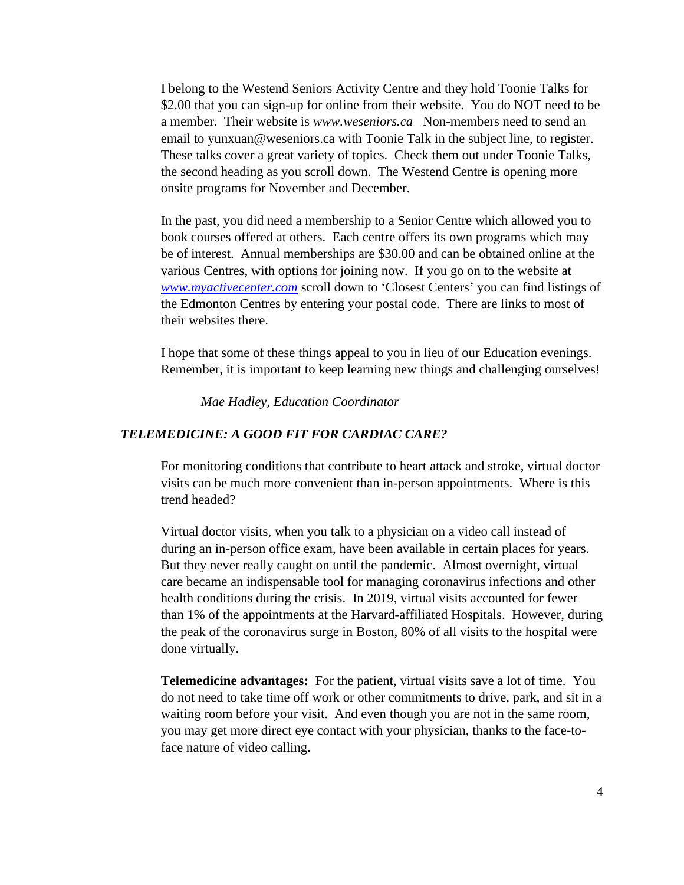I belong to the Westend Seniors Activity Centre and they hold Toonie Talks for $2.00 that you can sign-up for online from their website. You do NOT need to be a member. Their website is *www.weseniors.ca* Non-members need to send an email to yunxuan@weseniors.ca with Toonie Talk in the subject line, to register. These talks cover a great variety of topics. Check them out under Toonie Talks, the second heading as you scroll down. The Westend Centre is opening more onsite programs for November and December.

In the past, you did need a membership to a Senior Centre which allowed you to book courses offered at others. Each centre offers its own programs which may be of interest. Annual memberships are $30.00 and can be obtained online at the various Centres, with options for joining now. If you go on to the website at *www.myactivecenter.com* scroll down to 'Closest Centers' you can find listings of the Edmonton Centres by entering your postal code. There are links to most of their websites there.

I hope that some of these things appeal to you in lieu of our Education evenings. Remember, it is important to keep learning new things and challenging ourselves!

*Mae Hadley, Education Coordinator*

## *TELEMEDICINE: A GOOD FIT FOR CARDIAC CARE?*

For monitoring conditions that contribute to heart attack and stroke, virtual doctor visits can be much more convenient than in-person appointments. Where is this trend headed?

Virtual doctor visits, when you talk to a physician on a video call instead of during an in-person office exam, have been available in certain places for years. But they never really caught on until the pandemic. Almost overnight, virtual care became an indispensable tool for managing coronavirus infections and other health conditions during the crisis. In 2019, virtual visits accounted for fewer than 1% of the appointments at the Harvard-affiliated Hospitals. However, during the peak of the coronavirus surge in Boston, 80% of all visits to the hospital were done virtually.

**Telemedicine advantages:** For the patient, virtual visits save a lot of time. You do not need to take time off work or other commitments to drive, park, and sit in a waiting room before your visit. And even though you are not in the same room, you may get more direct eye contact with your physician, thanks to the face-to-face nature of video calling.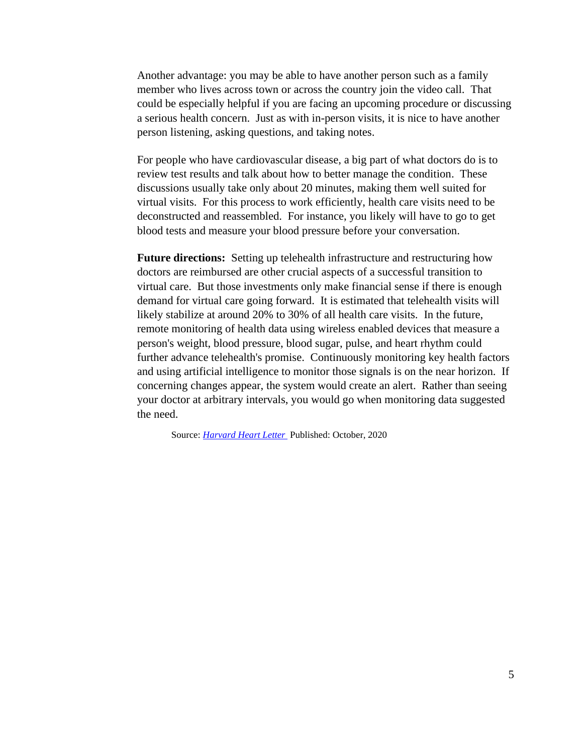Another advantage: you may be able to have another person such as a family member who lives across town or across the country join the video call. That could be especially helpful if you are facing an upcoming procedure or discussing a serious health concern. Just as with in-person visits, it is nice to have another person listening, asking questions, and taking notes.

For people who have cardiovascular disease, a big part of what doctors do is to review test results and talk about how to better manage the condition. These discussions usually take only about 20 minutes, making them well suited for virtual visits. For this process to work efficiently, health care visits need to be deconstructed and reassembled. For instance, you likely will have to go to get blood tests and measure your blood pressure before your conversation.

**Future directions:** Setting up telehealth infrastructure and restructuring how doctors are reimbursed are other crucial aspects of a successful transition to virtual care. But those investments only make financial sense if there is enough demand for virtual care going forward. It is estimated that telehealth visits will likely stabilize at around 20% to 30% of all health care visits. In the future, remote monitoring of health data using wireless enabled devices that measure a person's weight, blood pressure, blood sugar, pulse, and heart rhythm could further advance telehealth's promise. Continuously monitoring key health factors and using artificial intelligence to monitor those signals is on the near horizon. If concerning changes appear, the system would create an alert. Rather than seeing your doctor at arbitrary intervals, you would go when monitoring data suggested the need.

Source: *Harvard Heart Letter* Published: October, 2020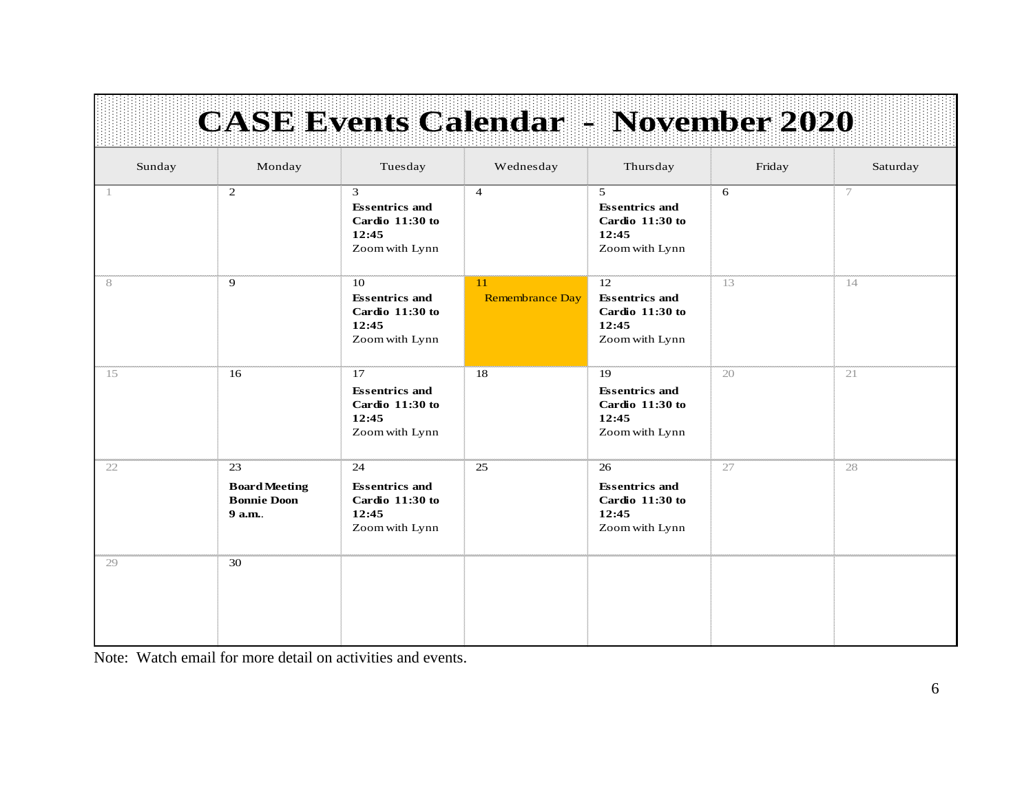# CASE Events Calendar - November 2020

| Sunday | Monday | Tuesday | Wednesday | Thursday | Friday | Saturday |
|---|---|---|---|---|---|---|
| 1 | 2 | 3 **Essentrics and Cardio 11:30 to 12:45** Zoom with Lynn | 4 | 5 **Essentrics and Cardio 11:30 to 12:45** Zoom with Lynn | 6 | 7 |
| 8 | 9 | 10 **Essentrics and Cardio 11:30 to 12:45** Zoom with Lynn | 11 Remembrance Day | 12 **Essentrics and Cardio 11:30 to 12:45** Zoom with Lynn | 13 | 14 |
| 15 | 16 | 17 **Essentrics and Cardio 11:30 to 12:45** Zoom with Lynn | 18 | 19 **Essentrics and Cardio 11:30 to 12:45** Zoom with Lynn | 20 | 21 |
| 22 | 23 **Board Meeting Bonnie Doon 9 a.m.**. | 24 **Essentrics and Cardio 11:30 to 12:45** Zoom with Lynn | 25 | 26 **Essentrics and Cardio 11:30 to 12:45** Zoom with Lynn | 27 | 28 |
| 29 | 30 | | | | | |

Note: Watch email for more detail on activities and events.